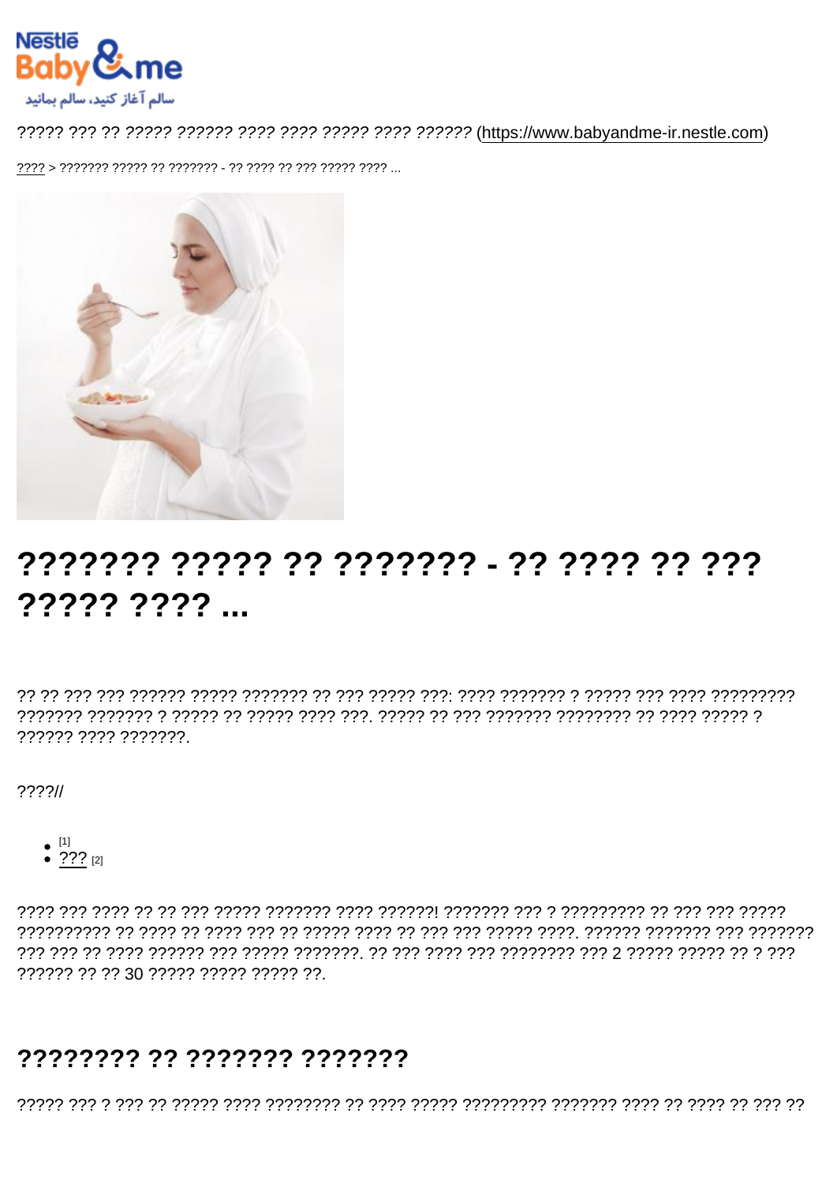سالم آغاز کنید، سالم بمانید

????? ??? ?? ????? ?????? ???? ???? ????? ???? ?????? (https://www.babyandme-ir.nestle.com)

???? > ??????? ????? ?? ??????? - ?? ???? ?? ??? ????? ???? ...

# ??????? ????? ?? ??????? - ?? ???? ?? ??? ????? ???? ...

?? ?? ??? ??? ?????? ????? ??????? ?? ??? ????? ???: ???? ??????? ? ????? ??? ???? ????????? ??????? ??????? ? ????? ?? ????? ???? ???. ????? ?? ??? ??????? ???????? ?? ???? ????? ? ?????? ???? ???????.

????//

- [1]
- ??? [2]

???? ??? ???? ?? ?? ??? ????? ??????? ???? ??????! ??????? ??? ? ????????? ?? ??? ??? ????? ?????????? ?? ???? ?? ???? ??? ?? ????? ???? ?? ??? ??? ????? ????. ?????? ??????? ??? ??????? ??? ??? ?? ???? ?????? ??? ????? ???????. ?? ??? ???? ??? ???????? ??? 2 ????? ????? ?? ? ??? ?????? ?? ?? 30 ????? ????? ????? ??.

## ???????? ?? ??????? ???????

????? ??? ? ??? ?? ????? ???? ???????? ?? ???? ????? ????????? ??????? ???? ?? ???? ?? ??? ??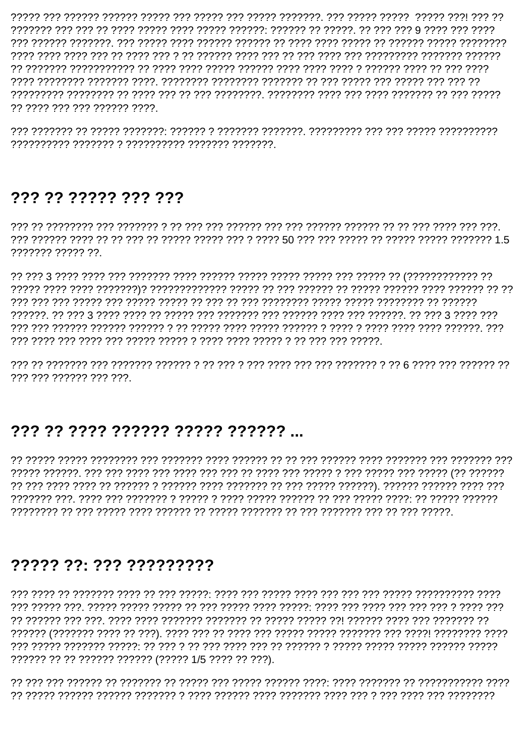????? ??? ?????? ?????? ????? ??? ????? ??? ????? ???????. ??? ????? ?????  ????? ???! ??? ?? ??????? ??? ??? ?? ???? ????? ???? ????? ??????: ?????? ?? ?????. ?? ??? ??? 9 ???? ??? ???? ??? ?????? ???????. ??? ????? ???? ?????? ?????? ?? ???? ???? ????? ?? ?????? ????? ???????? ???? ???? ???? ??? ?? ???? ??? ? ?? ?????? ???? ??? ?? ??? ???? ??? ????????? ??????? ?????? ?? ??????? ??????????? ?? ???? ???? ????? ?????? ???? ???? ???? ? ?????? ???? ?? ??? ???? ???? ???????? ??????? ????. ???????? ???????? ??????? ?? ??? ????? ??? ????? ??? ??? ?? ????????? ???????? ?? ???? ??? ?? ??? ????????. ???????? ???? ??? ???? ??????? ?? ??? ????? ?? ???? ??? ??? ?????? ????.

??? ??????? ?? ????? ???????: ?????? ? ??????? ???????. ????????? ??? ??? ????? ?????????? ?????????? ??????? ? ?????????? ??????? ???????.

## ??? ?? ????? ??? ???

??? ?? ???????? ??? ??????? ? ?? ??? ??? ?????? ??? ??? ?????? ?????? ?? ?? ??? ???? ??? ???. ??? ?????? ???? ?? ?? ??? ?? ????? ????? ??? ? ???? 50 ??? ??? ????? ?? ????? ????? ??????? 1.5 ??????? ????? ??.

?? ??? 3 ???? ???? ??? ??????? ???? ?????? ????? ????? ????? ??? ????? ?? (???????????? ?? ????? ???? ???? ???????)? ????????????? ????? ?? ??? ?????? ?? ????? ?????? ???? ?????? ?? ?? ??? ??? ??? ????? ??? ????? ????? ?? ??? ?? ??? ???????? ????? ????? ???????? ?? ?????? ??????. ?? ??? 3 ???? ???? ?? ????? ??? ??????? ??? ?????? ???? ??? ??????. ?? ??? 3 ???? ??? ??? ??? ?????? ?????? ?????? ? ?? ????? ???? ????? ?????? ? ???? ? ???? ???? ???? ??????. ??? ??? ???? ??? ???? ??? ????? ????? ? ???? ???? ????? ? ?? ??? ??? ?????.

??? ?? ??????? ??? ??????? ?????? ? ?? ??? ? ??? ???? ??? ??? ??????? ? ?? 6 ???? ??? ?????? ?? ??? ??? ?????? ??? ???.

## ??? ?? ???? ?????? ????? ?????? ...

?? ????? ????? ???????? ??? ??????? ???? ?????? ?? ?? ??? ?????? ???? ??????? ??? ??????? ??? ????? ??????. ??? ??? ???? ??? ???? ??? ??? ?? ???? ??? ????? ? ??? ????? ??? ????? (?? ?????? ?? ??? ???? ???? ?? ?????? ? ?????? ???? ??????? ?? ??? ????? ??????). ?????? ?????? ???? ??? ??????? ???. ???? ??? ??????? ? ????? ? ???? ????? ?????? ?? ??? ????? ????: ?? ????? ?????? ???????? ?? ??? ????? ???? ?????? ?? ????? ??????? ?? ??? ??????? ??? ?? ??? ?????.

## ????? ??: ??? ?????????

??? ???? ?? ??????? ???? ?? ??? ?????: ???? ??? ????? ???? ??? ??? ??? ????? ?????????? ???? ??? ????? ???. ????? ????? ????? ?? ??? ????? ???? ?????: ???? ??? ???? ??? ??? ??? ? ???? ??? ?? ?????? ??? ???. ???? ???? ??????? ??????? ?? ????? ????? ??! ?????? ???? ??? ??????? ?? ?????? (??????? ???? ?? ???). ???? ??? ?? ???? ??? ????? ????? ??????? ??? ????! ???????? ???? ??? ????? ??????? ?????: ?? ??? ? ?? ??? ???? ??? ?? ?????? ? ????? ????? ????? ?????? ????? ?????? ?? ?? ?????? ?????? (????? 1/5 ???? ?? ???).

?? ??? ??? ?????? ?? ??????? ?? ????? ??? ????? ?????? ????: ???? ??????? ?? ??????????? ???? ?? ????? ?????? ?????? ??????? ? ???? ?????? ???? ??????? ???? ??? ? ??? ???? ??? ????????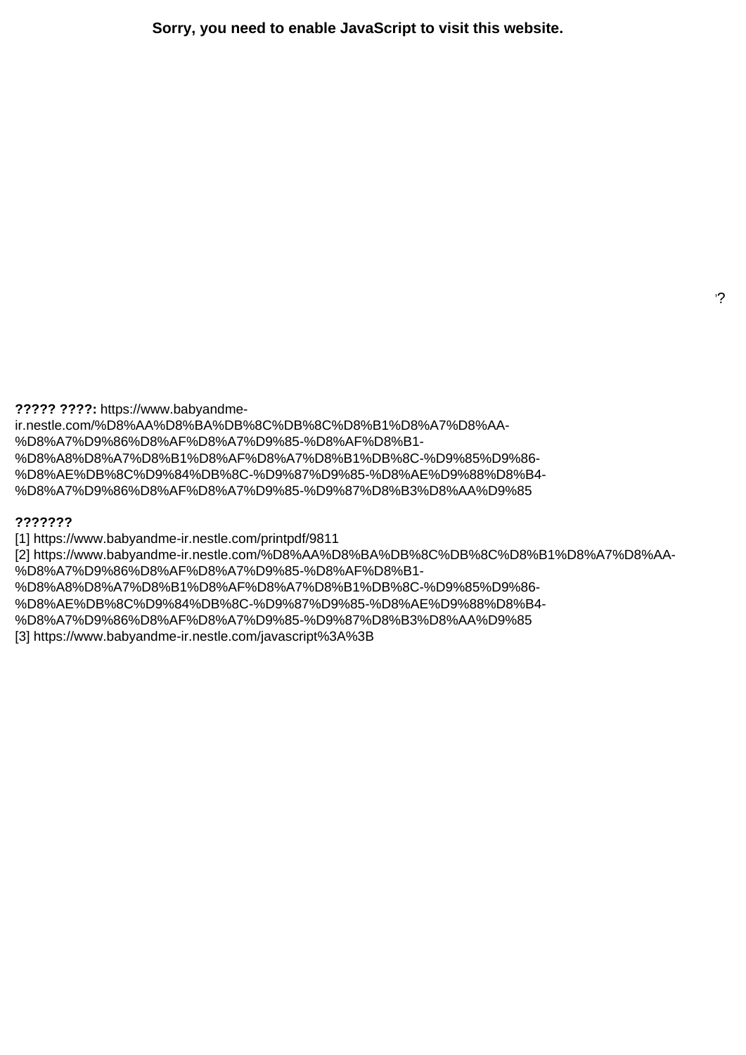**Sorry, you need to enable JavaScript to visit this website.**

'?

**????? ????:** https://www.babyandme-ir.nestle.com/%D8%AA%D8%BA%DB%8C%DB%8C%D8%B1%D8%A7%D8%AA-%D8%A7%D9%86%D8%AF%D8%A7%D9%85-%D8%AF%D8%B1-%D8%A8%D8%A7%D8%B1%D8%AF%D8%A7%D8%B1%DB%8C-%D9%85%D9%86-%D8%AE%DB%8C%D9%84%DB%8C-%D9%87%D9%85-%D8%AE%D9%88%D8%B4-%D8%A7%D9%86%D8%AF%D8%A7%D9%85-%D9%87%D8%B3%D8%AA%D9%85

**???????**

[1] https://www.babyandme-ir.nestle.com/printpdf/9811
[2] https://www.babyandme-ir.nestle.com/%D8%AA%D8%BA%DB%8C%DB%8C%D8%B1%D8%A7%D8%AA-%D8%A7%D9%86%D8%AF%D8%A7%D9%85-%D8%AF%D8%B1-%D8%A8%D8%A7%D8%B1%D8%AF%D8%A7%D8%B1%DB%8C-%D9%85%D9%86-%D8%AE%DB%8C%D9%84%DB%8C-%D9%87%D9%85-%D8%AE%D9%88%D8%B4-%D8%A7%D9%86%D8%AF%D8%A7%D9%85-%D9%87%D8%B3%D8%AA%D9%85
[3] https://www.babyandme-ir.nestle.com/javascript%3A%3B